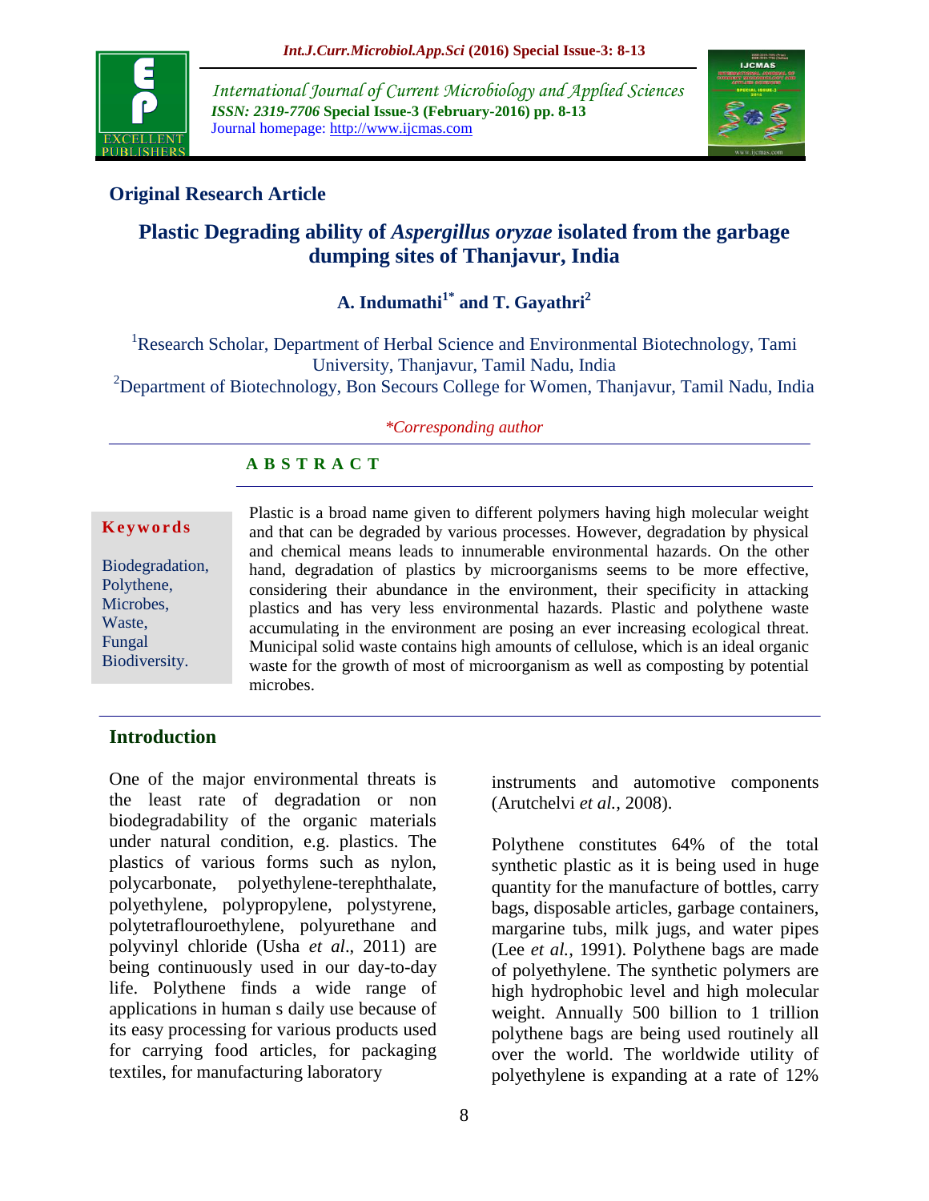**Original Research Article**

# Plastic Degrading ability of *Aspergillus oryzae* isolated from the garbage dumping sites of Thanjavur, India

**A. Indumathi[1*] and T. Gayathri[2]**

[1]Research Scholar, Department of Herbal Science and Environmental Biotechnology, Tami University, Thanjavur, Tamil Nadu, India
[2]Department of Biotechnology, Bon Secours College for Women, Thanjavur, Tamil Nadu, India

*\*Corresponding author*

**A B S T R A C T**

**Keywords**

Biodegradation, Polythene, Microbes, Waste, Fungal Biodiversity.

Plastic is a broad name given to different polymers having high molecular weight and that can be degraded by various processes. However, degradation by physical and chemical means leads to innumerable environmental hazards. On the other hand, degradation of plastics by microorganisms seems to be more effective, considering their abundance in the environment, their specificity in attacking plastics and has very less environmental hazards. Plastic and polythene waste accumulating in the environment are posing an ever increasing ecological threat. Municipal solid waste contains high amounts of cellulose, which is an ideal organic waste for the growth of most of microorganism as well as composting by potential microbes.

## Introduction

One of the major environmental threats is the least rate of degradation or non biodegradability of the organic materials under natural condition, e.g. plastics. The plastics of various forms such as nylon, polycarbonate, polyethylene-terephthalate, polyethylene, polypropylene, polystyrene, polytetraflouroethylene, polyurethane and polyvinyl chloride (Usha *et al*., 2011) are being continuously used in our day-to-day life. Polythene finds a wide range of applications in human s daily use because of its easy processing for various products used for carrying food articles, for packaging textiles, for manufacturing laboratory instruments and automotive components (Arutchelvi *et al.*, 2008).

Polythene constitutes 64% of the total synthetic plastic as it is being used in huge quantity for the manufacture of bottles, carry bags, disposable articles, garbage containers, margarine tubs, milk jugs, and water pipes (Lee *et al.*, 1991). Polythene bags are made of polyethylene. The synthetic polymers are high hydrophobic level and high molecular weight. Annually 500 billion to 1 trillion polythene bags are being used routinely all over the world. The worldwide utility of polyethylene is expanding at a rate of 12%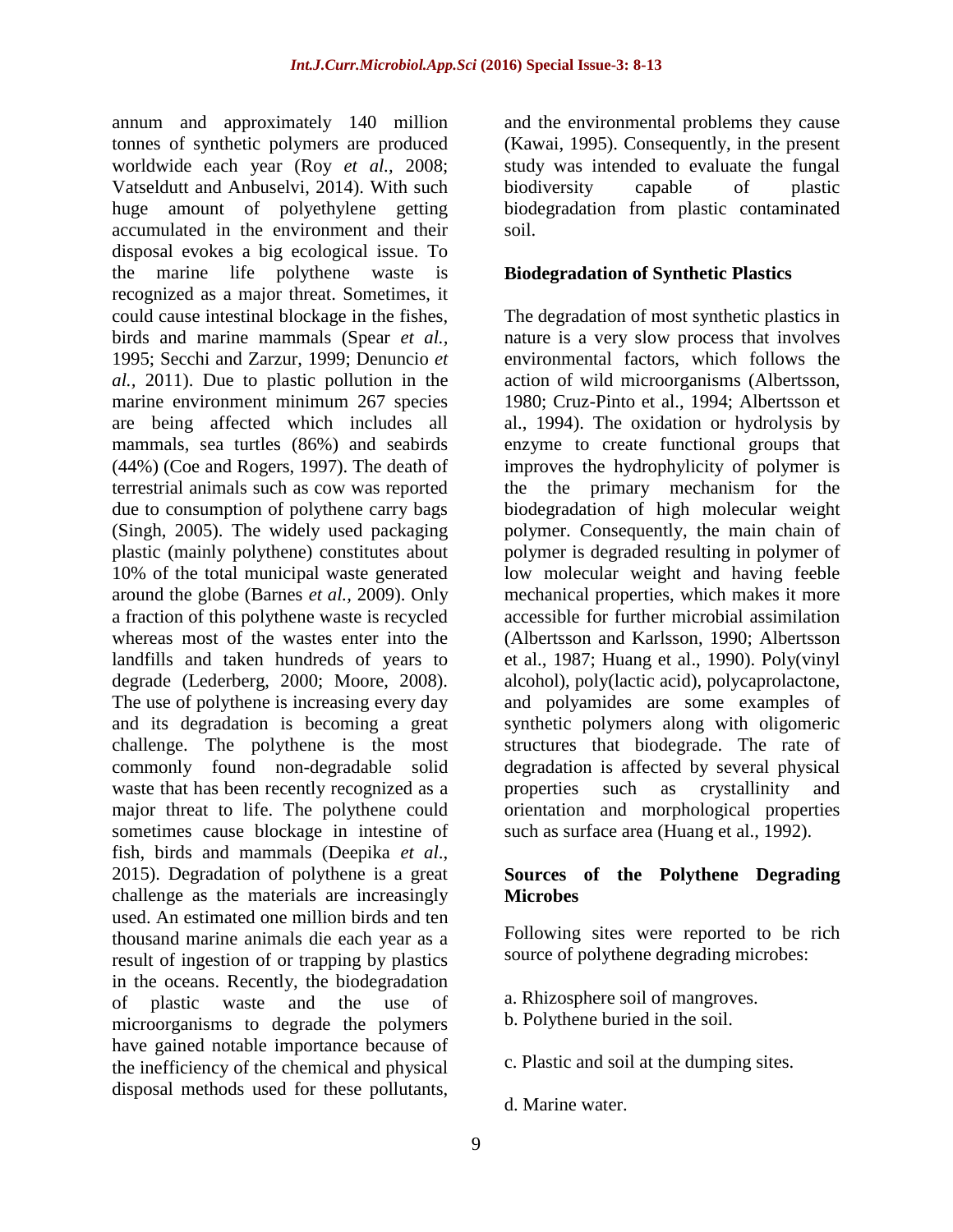annum and approximately 140 million tonnes of synthetic polymers are produced worldwide each year (Roy *et al.,* 2008; Vatseldutt and Anbuselvi, 2014). With such huge amount of polyethylene getting accumulated in the environment and their disposal evokes a big ecological issue. To the marine life polythene waste is recognized as a major threat. Sometimes, it could cause intestinal blockage in the fishes, birds and marine mammals (Spear *et al.,* 1995; Secchi and Zarzur, 1999; Denuncio *et al.,* 2011). Due to plastic pollution in the marine environment minimum 267 species are being affected which includes all mammals, sea turtles (86%) and seabirds (44%) (Coe and Rogers, 1997). The death of terrestrial animals such as cow was reported due to consumption of polythene carry bags (Singh, 2005). The widely used packaging plastic (mainly polythene) constitutes about 10% of the total municipal waste generated around the globe (Barnes *et al.,* 2009). Only a fraction of this polythene waste is recycled whereas most of the wastes enter into the landfills and taken hundreds of years to degrade (Lederberg, 2000; Moore, 2008). The use of polythene is increasing every day and its degradation is becoming a great challenge. The polythene is the most commonly found non-degradable solid waste that has been recently recognized as a major threat to life. The polythene could sometimes cause blockage in intestine of fish, birds and mammals (Deepika *et al*., 2015). Degradation of polythene is a great challenge as the materials are increasingly used. An estimated one million birds and ten thousand marine animals die each year as a result of ingestion of or trapping by plastics in the oceans. Recently, the biodegradation of plastic waste and the use of microorganisms to degrade the polymers have gained notable importance because of the inefficiency of the chemical and physical disposal methods used for these pollutants, and the environmental problems they cause (Kawai, 1995). Consequently, in the present study was intended to evaluate the fungal biodiversity capable of plastic biodegradation from plastic contaminated soil.

## Biodegradation of Synthetic Plastics

The degradation of most synthetic plastics in nature is a very slow process that involves environmental factors, which follows the action of wild microorganisms (Albertsson, 1980; Cruz-Pinto et al., 1994; Albertsson et al., 1994). The oxidation or hydrolysis by enzyme to create functional groups that improves the hydrophylicity of polymer is the the primary mechanism for the biodegradation of high molecular weight polymer. Consequently, the main chain of polymer is degraded resulting in polymer of low molecular weight and having feeble mechanical properties, which makes it more accessible for further microbial assimilation (Albertsson and Karlsson, 1990; Albertsson et al., 1987; Huang et al., 1990). Poly(vinyl alcohol), poly(lactic acid), polycaprolactone, and polyamides are some examples of synthetic polymers along with oligomeric structures that biodegrade. The rate of degradation is affected by several physical properties such as crystallinity and orientation and morphological properties such as surface area (Huang et al., 1992).

## Sources of the Polythene Degrading Microbes

Following sites were reported to be rich source of polythene degrading microbes:

a. Rhizosphere soil of mangroves.
b. Polythene buried in the soil.

c. Plastic and soil at the dumping sites.

d. Marine water.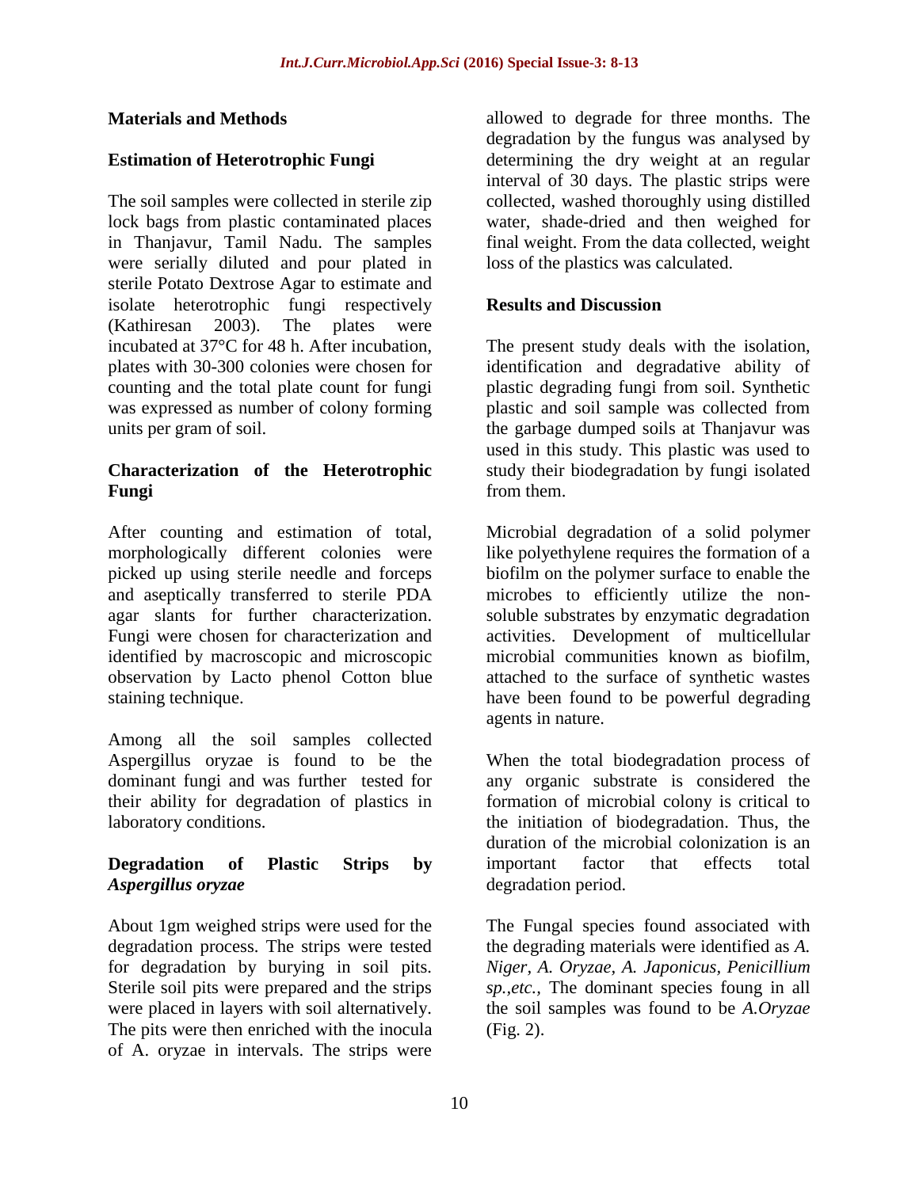## Materials and Methods

### Estimation of Heterotrophic Fungi

The soil samples were collected in sterile zip lock bags from plastic contaminated places in Thanjavur, Tamil Nadu. The samples were serially diluted and pour plated in sterile Potato Dextrose Agar to estimate and isolate heterotrophic fungi respectively (Kathiresan 2003). The plates were incubated at 37°C for 48 h. After incubation, plates with 30-300 colonies were chosen for counting and the total plate count for fungi was expressed as number of colony forming units per gram of soil.

### Characterization of the Heterotrophic Fungi

After counting and estimation of total, morphologically different colonies were picked up using sterile needle and forceps and aseptically transferred to sterile PDA agar slants for further characterization. Fungi were chosen for characterization and identified by macroscopic and microscopic observation by Lacto phenol Cotton blue staining technique.

Among all the soil samples collected Aspergillus oryzae is found to be the dominant fungi and was further tested for their ability for degradation of plastics in laboratory conditions.

### Degradation of Plastic Strips by *Aspergillus oryzae*

About 1gm weighed strips were used for the degradation process. The strips were tested for degradation by burying in soil pits. Sterile soil pits were prepared and the strips were placed in layers with soil alternatively. The pits were then enriched with the inocula of A. oryzae in intervals. The strips were allowed to degrade for three months. The degradation by the fungus was analysed by determining the dry weight at an regular interval of 30 days. The plastic strips were collected, washed thoroughly using distilled water, shade-dried and then weighed for final weight. From the data collected, weight loss of the plastics was calculated.

## Results and Discussion

The present study deals with the isolation, identification and degradative ability of plastic degrading fungi from soil. Synthetic plastic and soil sample was collected from the garbage dumped soils at Thanjavur was used in this study. This plastic was used to study their biodegradation by fungi isolated from them.

Microbial degradation of a solid polymer like polyethylene requires the formation of a biofilm on the polymer surface to enable the microbes to efficiently utilize the non-soluble substrates by enzymatic degradation activities. Development of multicellular microbial communities known as biofilm, attached to the surface of synthetic wastes have been found to be powerful degrading agents in nature.

When the total biodegradation process of any organic substrate is considered the formation of microbial colony is critical to the initiation of biodegradation. Thus, the duration of the microbial colonization is an important factor that effects total degradation period.

The Fungal species found associated with the degrading materials were identified as *A. Niger*, *A. Oryzae*, *A. Japonicus*, *Penicillium sp.,etc.,* The dominant species foung in all the soil samples was found to be *A.Oryzae* (Fig. 2).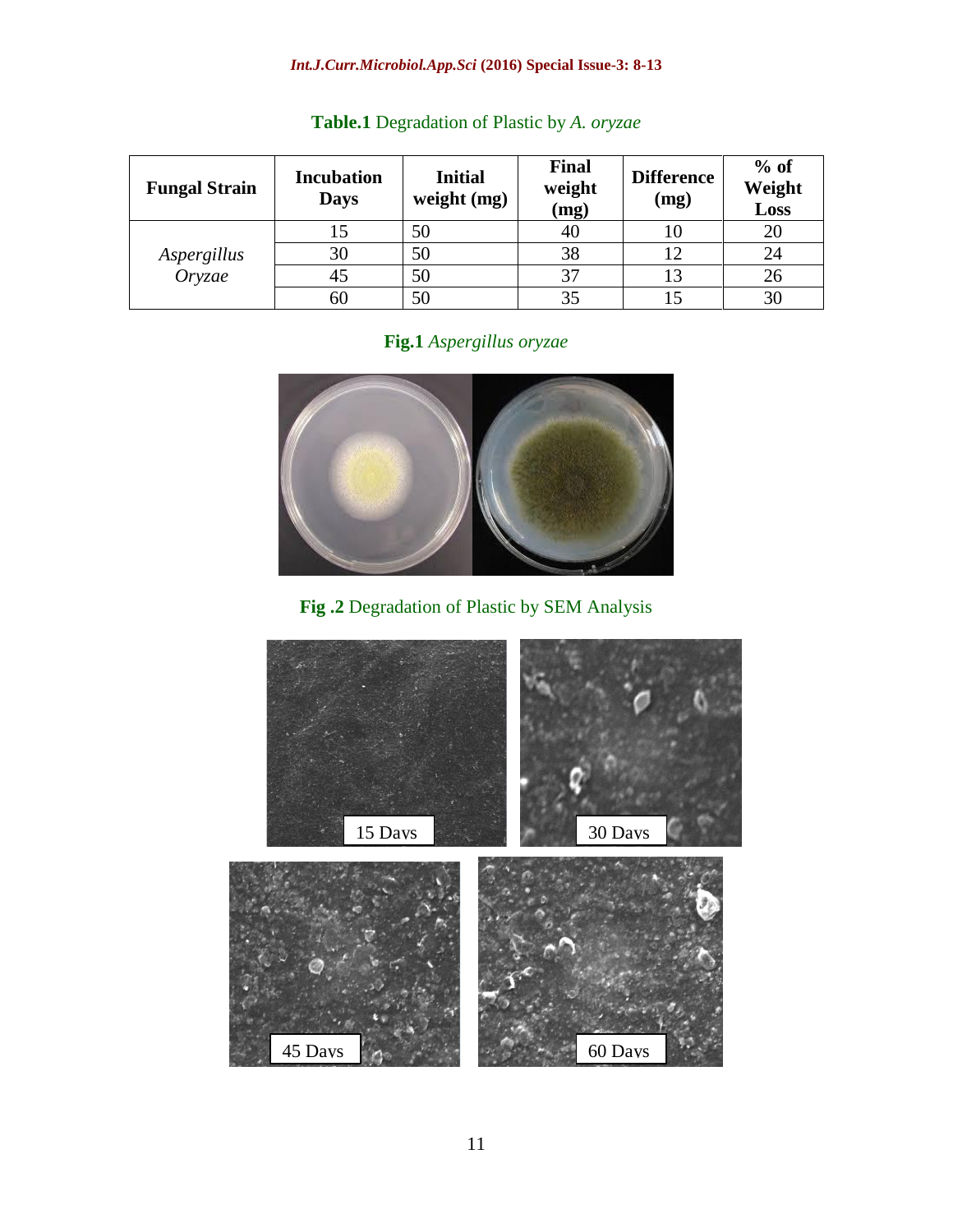**Table.1** Degradation of Plastic by *A. oryzae*

| Fungal Strain | Incubation Days | Initial weight (mg) | Final weight (mg) | Difference (mg) | % of Weight Loss |
|---|---|---|---|---|---|
| *Aspergillus Oryzae* | 15 | 50 | 40 | 10 | 20 |
| | 30 | 50 | 38 | 12 | 24 |
| | 45 | 50 | 37 | 13 | 26 |
| | 60 | 50 | 35 | 15 | 30 |

**Fig.1** *Aspergillus oryzae*

**Fig .2** Degradation of Plastic by SEM Analysis

15 Days

30 Days

45 Days

60 Days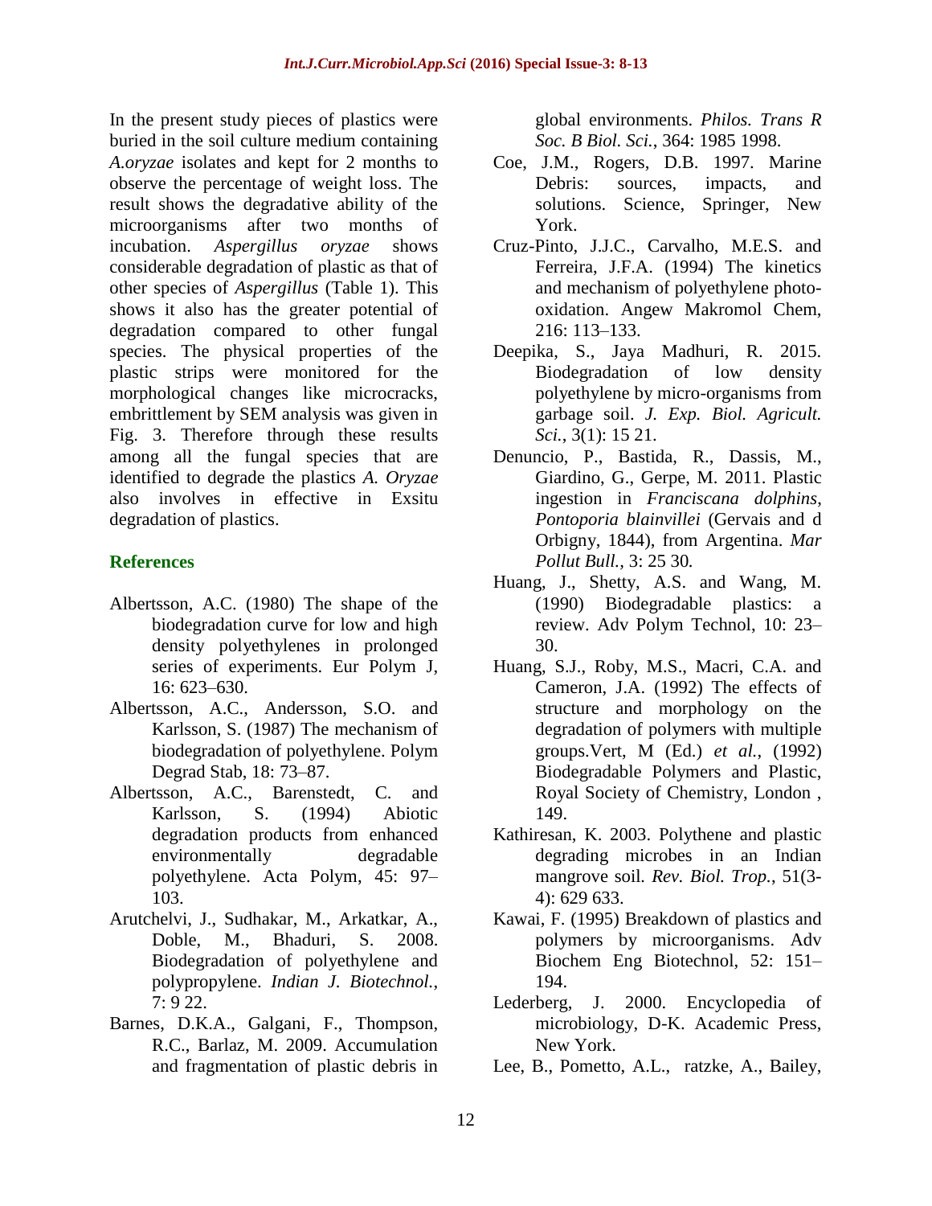In the present study pieces of plastics were buried in the soil culture medium containing *A.oryzae* isolates and kept for 2 months to observe the percentage of weight loss. The result shows the degradative ability of the microorganisms after two months of incubation. *Aspergillus oryzae* shows considerable degradation of plastic as that of other species of *Aspergillus* (Table 1). This shows it also has the greater potential of degradation compared to other fungal species. The physical properties of the plastic strips were monitored for the morphological changes like microcracks, embrittlement by SEM analysis was given in Fig. 3. Therefore through these results among all the fungal species that are identified to degrade the plastics *A. Oryzae* also involves in effective in Exsitu degradation of plastics.

## References

- Albertsson, A.C. (1980) The shape of the biodegradation curve for low and high density polyethylenes in prolonged series of experiments. Eur Polym J, 16: 623–630.
- Albertsson, A.C., Andersson, S.O. and Karlsson, S. (1987) The mechanism of biodegradation of polyethylene. Polym Degrad Stab, 18: 73–87.
- Albertsson, A.C., Barenstedt, C. and Karlsson, S. (1994) Abiotic degradation products from enhanced environmentally degradable polyethylene. Acta Polym, 45: 97–103.
- Arutchelvi, J., Sudhakar, M., Arkatkar, A., Doble, M., Bhaduri, S. 2008. Biodegradation of polyethylene and polypropylene. *Indian J. Biotechnol.*, 7: 9 22.
- Barnes, D.K.A., Galgani, F., Thompson, R.C., Barlaz, M. 2009. Accumulation and fragmentation of plastic debris in global environments. *Philos. Trans R Soc. B Biol. Sci.*, 364: 1985 1998.
- Coe, J.M., Rogers, D.B. 1997. Marine Debris: sources, impacts, and solutions. Science, Springer, New York.
- Cruz-Pinto, J.J.C., Carvalho, M.E.S. and Ferreira, J.F.A. (1994) The kinetics and mechanism of polyethylene photo-oxidation. Angew Makromol Chem, 216: 113–133.
- Deepika, S., Jaya Madhuri, R. 2015. Biodegradation of low density polyethylene by micro-organisms from garbage soil. *J. Exp. Biol. Agricult. Sci.*, 3(1): 15 21.
- Denuncio, P., Bastida, R., Dassis, M., Giardino, G., Gerpe, M. 2011. Plastic ingestion in *Franciscana dolphins*, *Pontoporia blainvillei* (Gervais and d Orbigny, 1844), from Argentina. *Mar Pollut Bull.*, 3: 25 30.
- Huang, J., Shetty, A.S. and Wang, M. (1990) Biodegradable plastics: a review. Adv Polym Technol, 10: 23–30.
- Huang, S.J., Roby, M.S., Macri, C.A. and Cameron, J.A. (1992) The effects of structure and morphology on the degradation of polymers with multiple groups.Vert, M (Ed.) *et al.*, (1992) Biodegradable Polymers and Plastic, Royal Society of Chemistry, London , 149.
- Kathiresan, K. 2003. Polythene and plastic degrading microbes in an Indian mangrove soil. *Rev. Biol. Trop.*, 51(3-4): 629 633.
- Kawai, F. (1995) Breakdown of plastics and polymers by microorganisms. Adv Biochem Eng Biotechnol, 52: 151–194.
- Lederberg, J. 2000. Encyclopedia of microbiology, D-K. Academic Press, New York.
- Lee, B., Pometto, A.L., ratzke, A., Bailey,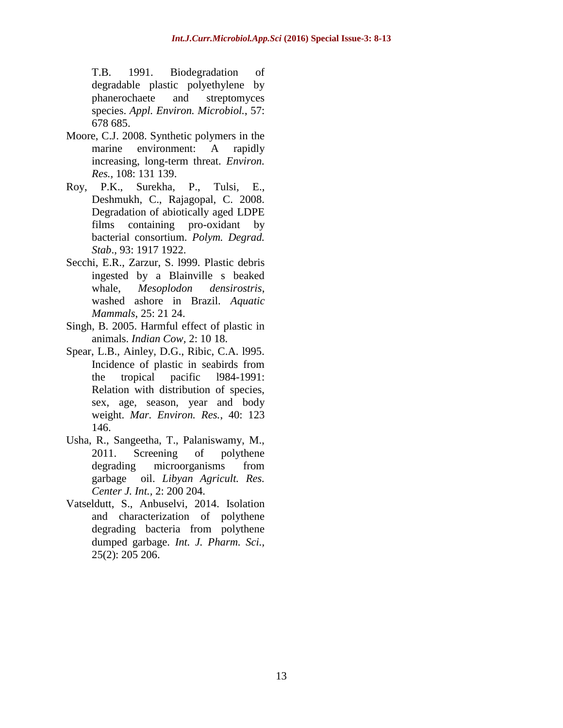T.B. 1991. Biodegradation of degradable plastic polyethylene by phanerochaete and streptomyces species. *Appl. Environ. Microbiol.*, 57: 678 685.

Moore, C.J. 2008. Synthetic polymers in the marine environment: A rapidly increasing, long-term threat. *Environ. Res.*, 108: 131 139.

Roy, P.K., Surekha, P., Tulsi, E., Deshmukh, C., Rajagopal, C. 2008. Degradation of abiotically aged LDPE films containing pro-oxidant by bacterial consortium. *Polym. Degrad. Stab*., 93: 1917 1922.

Secchi, E.R., Zarzur, S. l999. Plastic debris ingested by a Blainville s beaked whale, *Mesoplodon densirostris*, washed ashore in Brazil. *Aquatic Mammals*, 25: 21 24.

Singh, B. 2005. Harmful effect of plastic in animals. *Indian Cow*, 2: 10 18.

Spear, L.B., Ainley, D.G., Ribic, C.A. l995. Incidence of plastic in seabirds from the tropical pacific l984-1991: Relation with distribution of species, sex, age, season, year and body weight. *Mar. Environ. Res.*, 40: 123 146.

Usha, R., Sangeetha, T., Palaniswamy, M., 2011. Screening of polythene degrading microorganisms from garbage oil. *Libyan Agricult. Res. Center J. Int.*, 2: 200 204.

Vatseldutt, S., Anbuselvi, 2014. Isolation and characterization of polythene degrading bacteria from polythene dumped garbage. *Int. J. Pharm. Sci.*, 25(2): 205 206.